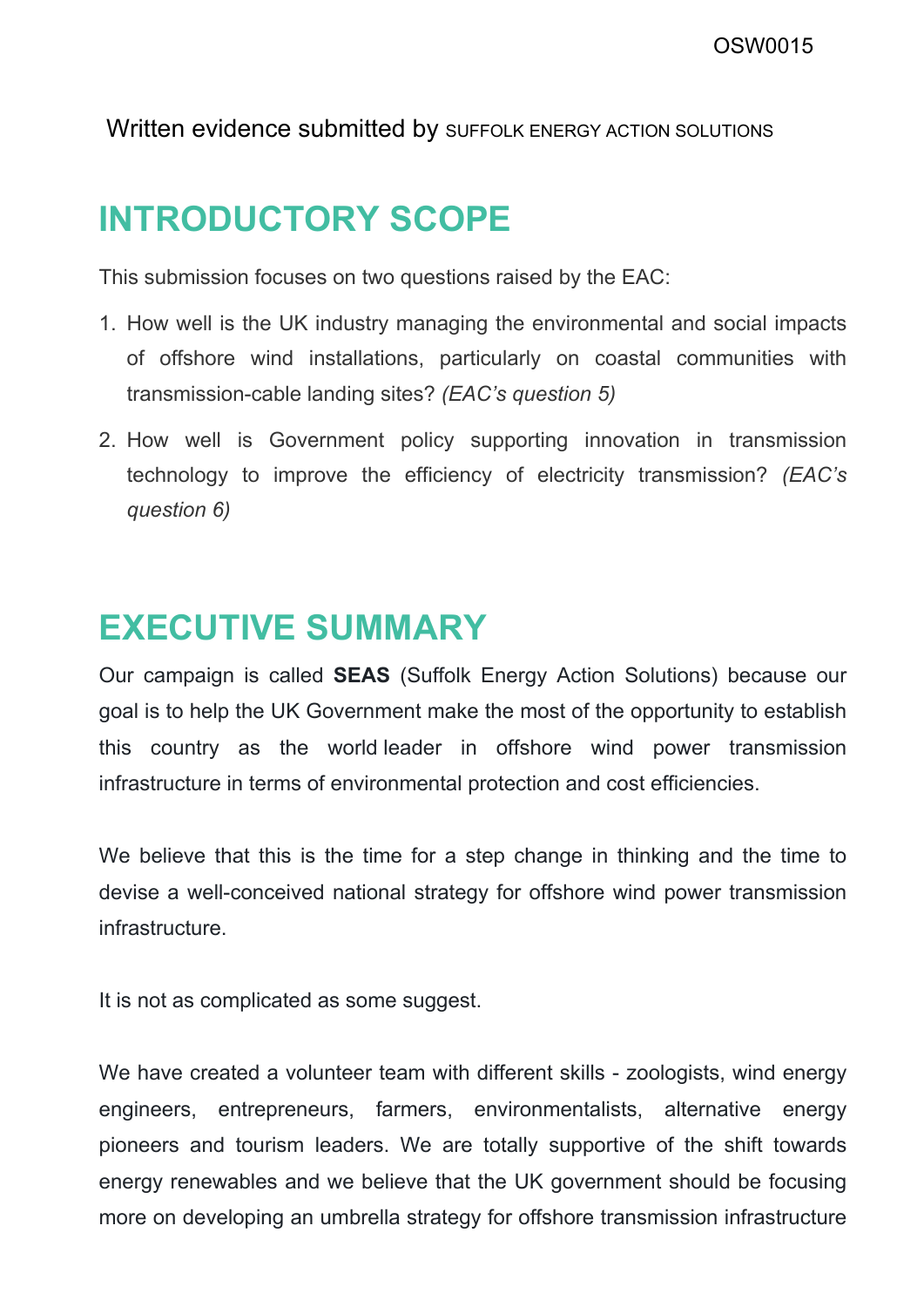OSW0015

Written evidence submitted by SUFFOLK ENERGY ACTION SOLUTIONS

# INTRODUCTORY SCOPE

This submission focuses on two questions raised by the EAC:

1. How well is the UK industry managing the environmental and social impacts of offshore wind installations, particularly on coastal communities with transmission-cable landing sites? *(EAC's question 5)*
2. How well is Government policy supporting innovation in transmission technology to improve the efficiency of electricity transmission? *(EAC's question 6)*

# EXECUTIVE SUMMARY

Our campaign is called **SEAS** (Suffolk Energy Action Solutions) because our goal is to help the UK Government make the most of the opportunity to establish this country as the world leader in offshore wind power transmission infrastructure in terms of environmental protection and cost efficiencies.

We believe that this is the time for a step change in thinking and the time to devise a well-conceived national strategy for offshore wind power transmission infrastructure.

It is not as complicated as some suggest.

We have created a volunteer team with different skills - zoologists, wind energy engineers, entrepreneurs, farmers, environmentalists, alternative energy pioneers and tourism leaders. We are totally supportive of the shift towards energy renewables and we believe that the UK government should be focusing more on developing an umbrella strategy for offshore transmission infrastructure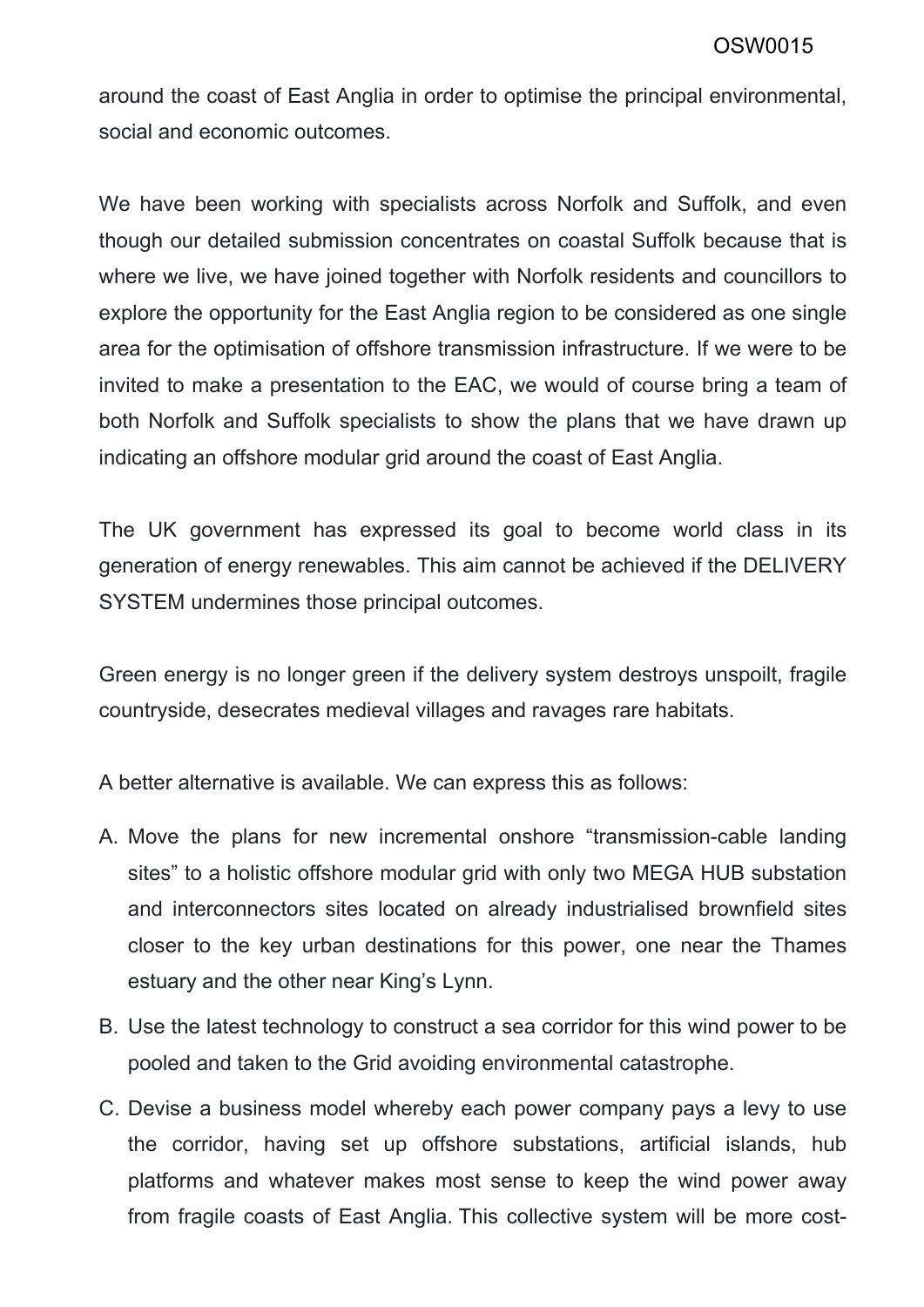around the coast of East Anglia in order to optimise the principal environmental, social and economic outcomes.

We have been working with specialists across Norfolk and Suffolk, and even though our detailed submission concentrates on coastal Suffolk because that is where we live, we have joined together with Norfolk residents and councillors to explore the opportunity for the East Anglia region to be considered as one single area for the optimisation of offshore transmission infrastructure. If we were to be invited to make a presentation to the EAC, we would of course bring a team of both Norfolk and Suffolk specialists to show the plans that we have drawn up indicating an offshore modular grid around the coast of East Anglia.

The UK government has expressed its goal to become world class in its generation of energy renewables. This aim cannot be achieved if the DELIVERY SYSTEM undermines those principal outcomes.

Green energy is no longer green if the delivery system destroys unspoilt, fragile countryside, desecrates medieval villages and ravages rare habitats.

A better alternative is available. We can express this as follows:

A. Move the plans for new incremental onshore "transmission-cable landing sites" to a holistic offshore modular grid with only two MEGA HUB substation and interconnectors sites located on already industrialised brownfield sites closer to the key urban destinations for this power, one near the Thames estuary and the other near King's Lynn.
B. Use the latest technology to construct a sea corridor for this wind power to be pooled and taken to the Grid avoiding environmental catastrophe.
C. Devise a business model whereby each power company pays a levy to use the corridor, having set up offshore substations, artificial islands, hub platforms and whatever makes most sense to keep the wind power away from fragile coasts of East Anglia. This collective system will be more cost-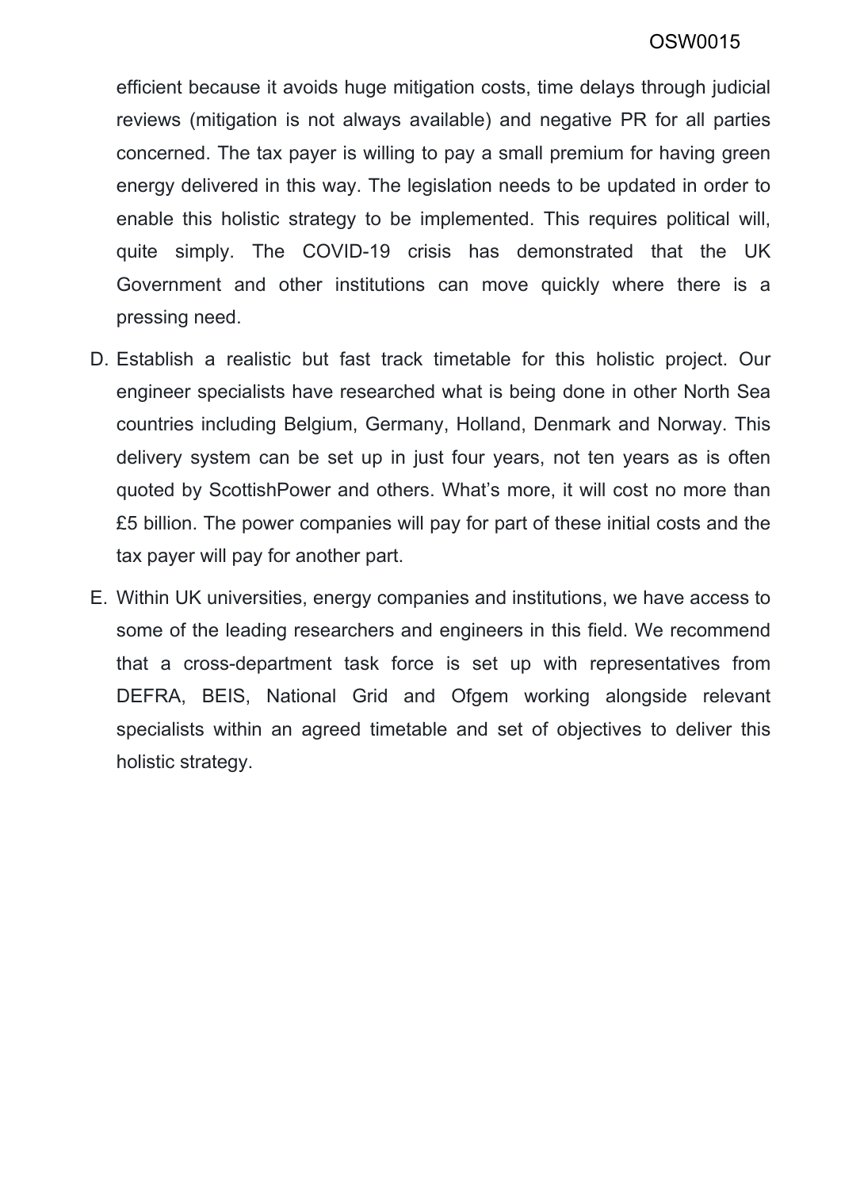efficient because it avoids huge mitigation costs, time delays through judicial reviews (mitigation is not always available) and negative PR for all parties concerned. The tax payer is willing to pay a small premium for having green energy delivered in this way. The legislation needs to be updated in order to enable this holistic strategy to be implemented. This requires political will, quite simply. The COVID-19 crisis has demonstrated that the UK Government and other institutions can move quickly where there is a pressing need.

D. Establish a realistic but fast track timetable for this holistic project. Our engineer specialists have researched what is being done in other North Sea countries including Belgium, Germany, Holland, Denmark and Norway. This delivery system can be set up in just four years, not ten years as is often quoted by ScottishPower and others. What's more, it will cost no more than £5 billion. The power companies will pay for part of these initial costs and the tax payer will pay for another part.

E. Within UK universities, energy companies and institutions, we have access to some of the leading researchers and engineers in this field. We recommend that a cross-department task force is set up with representatives from DEFRA, BEIS, National Grid and Ofgem working alongside relevant specialists within an agreed timetable and set of objectives to deliver this holistic strategy.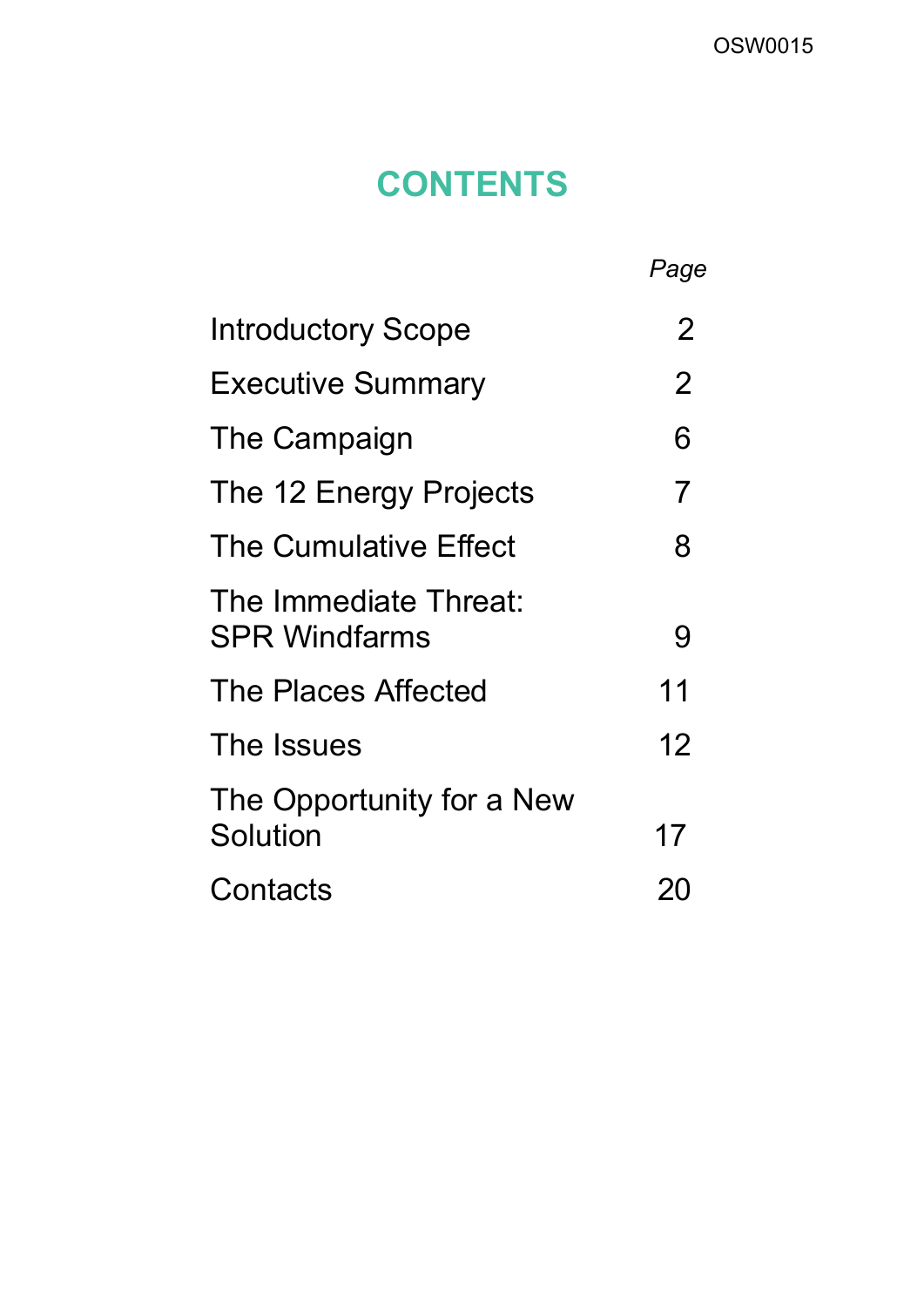OSW0015

# CONTENTS

| | *Page* |
|---|---|
| Introductory Scope | 2 |
| Executive Summary | 2 |
| The Campaign | 6 |
| The 12 Energy Projects | 7 |
| The Cumulative Effect | 8 |
| The Immediate Threat: SPR Windfarms | 9 |
| The Places Affected | 11 |
| The Issues | 12 |
| The Opportunity for a New Solution | 17 |
| Contacts | 20 |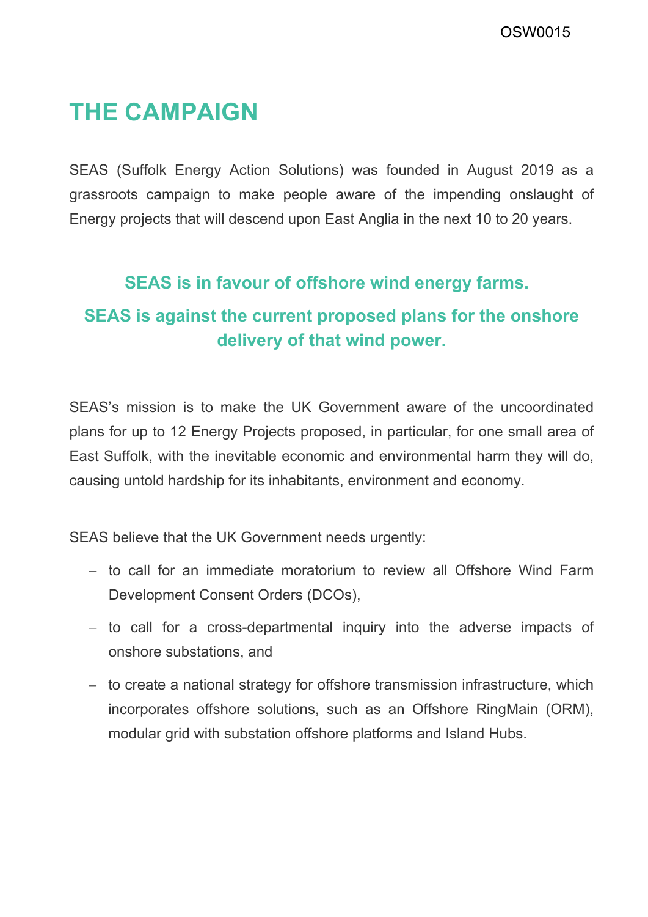# THE CAMPAIGN

SEAS (Suffolk Energy Action Solutions) was founded in August 2019 as a grassroots campaign to make people aware of the impending onslaught of Energy projects that will descend upon East Anglia in the next 10 to 20 years.

**SEAS is in favour of offshore wind energy farms.**

**SEAS is against the current proposed plans for the onshore delivery of that wind power.**

SEAS's mission is to make the UK Government aware of the uncoordinated plans for up to 12 Energy Projects proposed, in particular, for one small area of East Suffolk, with the inevitable economic and environmental harm they will do, causing untold hardship for its inhabitants, environment and economy.

SEAS believe that the UK Government needs urgently:

- to call for an immediate moratorium to review all Offshore Wind Farm Development Consent Orders (DCOs),
- to call for a cross-departmental inquiry into the adverse impacts of onshore substations, and
- to create a national strategy for offshore transmission infrastructure, which incorporates offshore solutions, such as an Offshore RingMain (ORM), modular grid with substation offshore platforms and Island Hubs.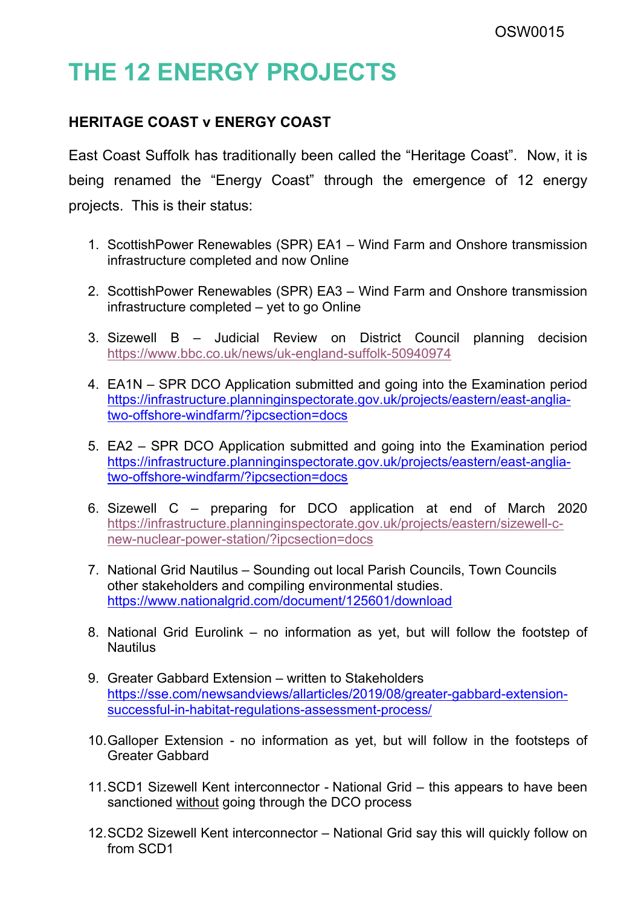OSW0015

# THE 12 ENERGY PROJECTS

## HERITAGE COAST v ENERGY COAST

East Coast Suffolk has traditionally been called the "Heritage Coast". Now, it is being renamed the "Energy Coast" through the emergence of 12 energy projects. This is their status:

1. ScottishPower Renewables (SPR) EA1 – Wind Farm and Onshore transmission infrastructure completed and now Online

2. ScottishPower Renewables (SPR) EA3 – Wind Farm and Onshore transmission infrastructure completed – yet to go Online

3. Sizewell B – Judicial Review on District Council planning decision https://www.bbc.co.uk/news/uk-england-suffolk-50940974

4. EA1N – SPR DCO Application submitted and going into the Examination period https://infrastructure.planninginspectorate.gov.uk/projects/eastern/east-anglia-two-offshore-windfarm/?ipcsection=docs

5. EA2 – SPR DCO Application submitted and going into the Examination period https://infrastructure.planninginspectorate.gov.uk/projects/eastern/east-anglia-two-offshore-windfarm/?ipcsection=docs

6. Sizewell C – preparing for DCO application at end of March 2020 https://infrastructure.planninginspectorate.gov.uk/projects/eastern/sizewell-c-new-nuclear-power-station/?ipcsection=docs

7. National Grid Nautilus – Sounding out local Parish Councils, Town Councils other stakeholders and compiling environmental studies. https://www.nationalgrid.com/document/125601/download

8. National Grid Eurolink – no information as yet, but will follow the footstep of Nautilus

9. Greater Gabbard Extension – written to Stakeholders https://sse.com/newsandviews/allarticles/2019/08/greater-gabbard-extension-successful-in-habitat-regulations-assessment-process/

10. Galloper Extension - no information as yet, but will follow in the footsteps of Greater Gabbard

11. SCD1 Sizewell Kent interconnector - National Grid – this appears to have been sanctioned without going through the DCO process

12. SCD2 Sizewell Kent interconnector – National Grid say this will quickly follow on from SCD1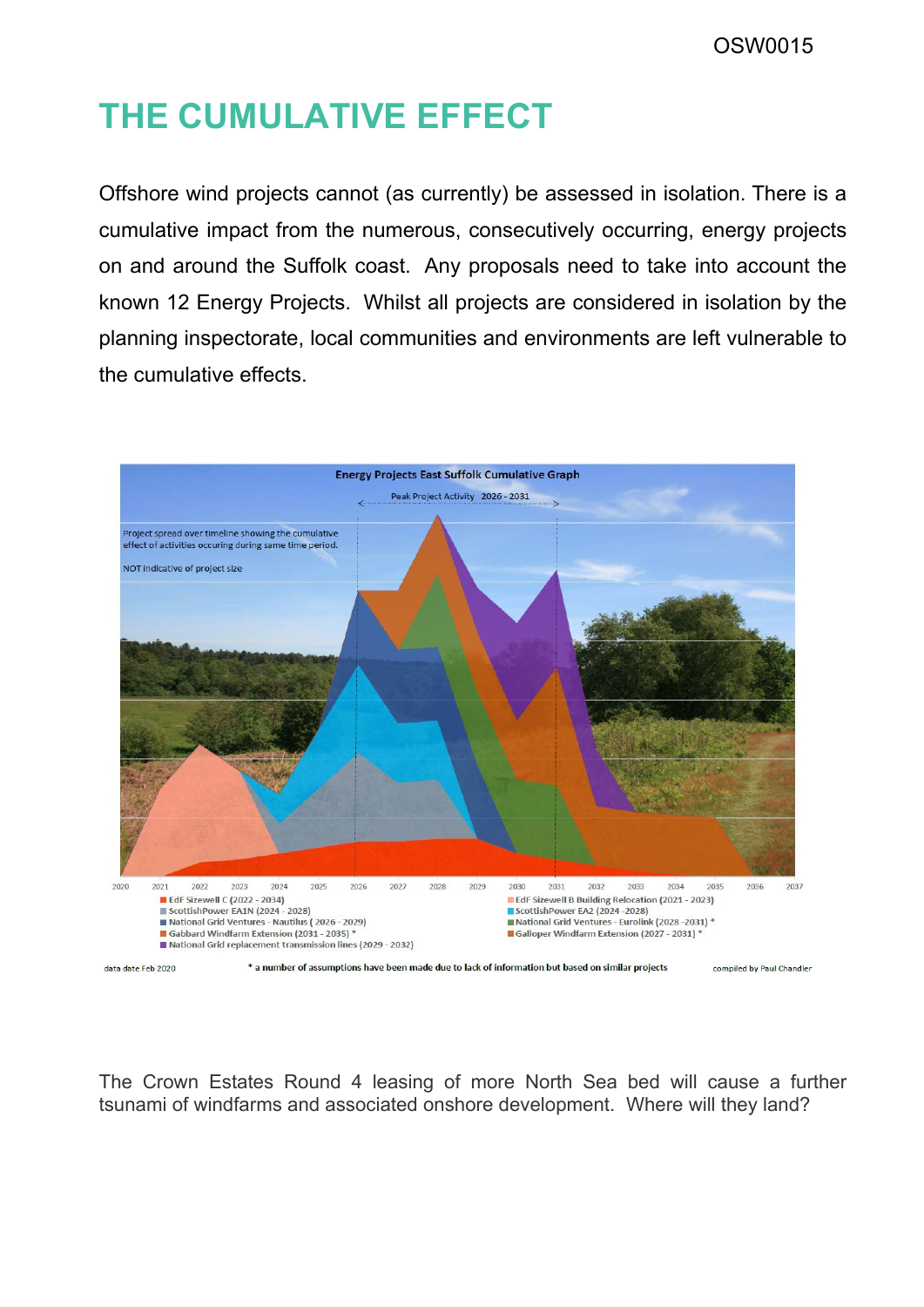# THE CUMULATIVE EFFECT

Offshore wind projects cannot (as currently) be assessed in isolation. There is a cumulative impact from the numerous, consecutively occurring, energy projects on and around the Suffolk coast. Any proposals need to take into account the known 12 Energy Projects. Whilst all projects are considered in isolation by the planning inspectorate, local communities and environments are left vulnerable to the cumulative effects.

**Energy Projects East Suffolk Cumulative Graph**

Peak Project Activity 2026 - 2031

Project spread over timeline showing the cumulative effect of activities occuring during same time period.

NOT indicative of project size

2020 2021 2022 2023 2024 2025 2026 2027 2028 2029 2030 2031 2032 2033 2034 2035 2036 2037

- EdF Sizewell C (2022 - 2034)
- ScottishPower EA1N (2024 - 2028)
- National Grid Ventures - Nautilus ( 2026 - 2029)
- Gabbard Windfarm Extension (2031 - 2035) *
- National Grid replacement transmission lines (2029 - 2032)
- EdF Sizewell B Building Relocation (2021 - 2023)
- ScottishPower EA2 (2024 -2028)
- National Grid Ventures - Eurolink (2028 -2031) *
- Galloper Windfarm Extension (2027 - 2031) *

data date Feb 2020

* a number of assumptions have been made due to lack of information but based on similar projects

compiled by Paul Chandler

The Crown Estates Round 4 leasing of more North Sea bed will cause a further tsunami of windfarms and associated onshore development. Where will they land?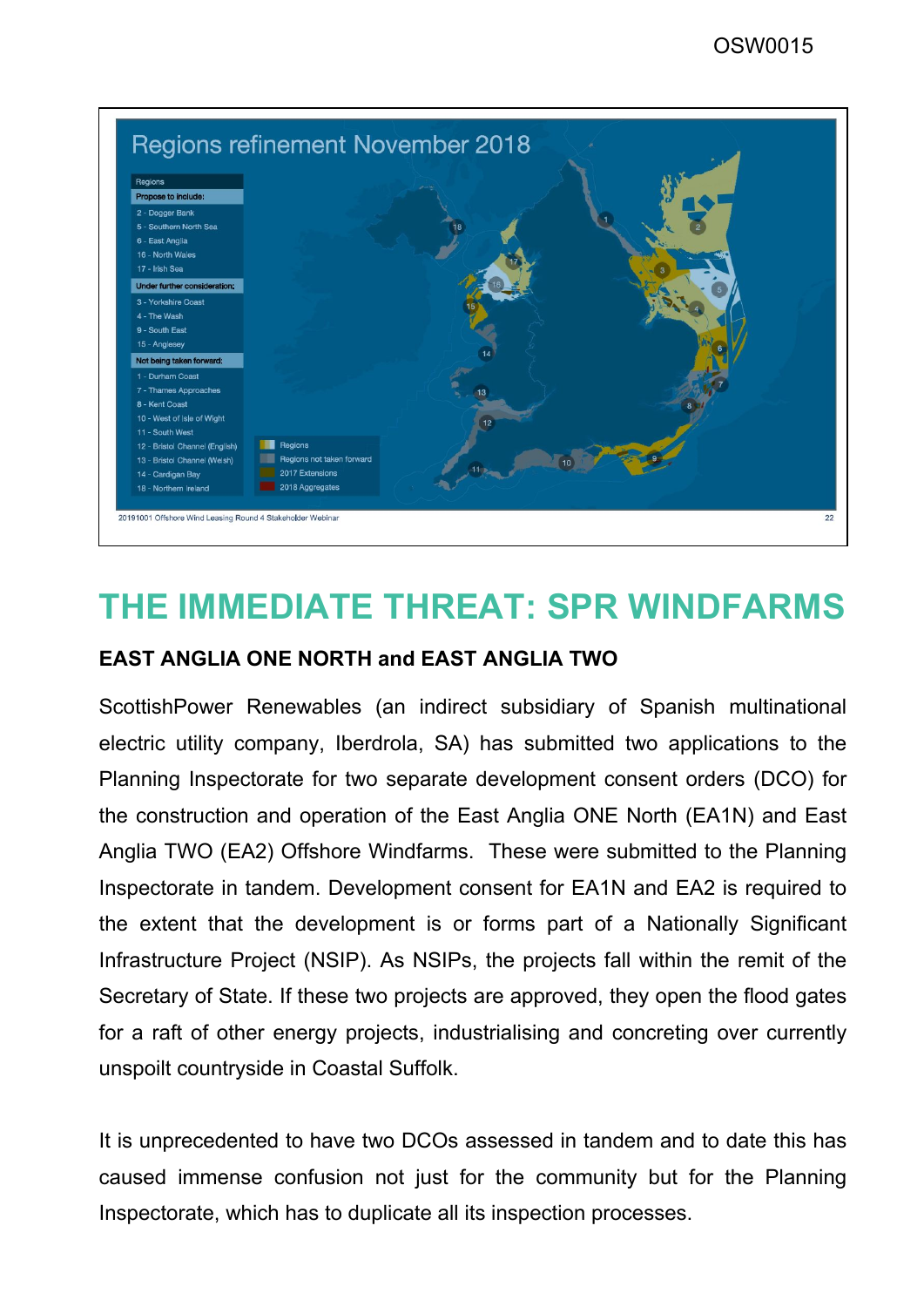Regions refinement November 2018

Regions

**Propose to include:**

- 2 - Dogger Bank
- 5 - Southern North Sea
- 6 - East Anglia
- 16 - North Wales
- 17 - Irish Sea

**Under further consideration:**

- 3 - Yorkshire Coast
- 4 - The Wash
- 9 - South East
- 15 - Anglesey

**Not being taken forward:**

- 1 - Durham Coast
- 7 - Thames Approaches
- 8 - Kent Coast
- 10 - West of Isle of Wight
- 11 - South West
- 12 - Bristol Channel (English)
- 13 - Bristol Channel (Welsh)
- 14 - Cardigan Bay
- 18 - Northern Ireland

Regions

Regions not taken forward

2017 Extensions

2018 Aggregates

20191001 Offshore Wind Leasing Round 4 Stakeholder Webinar

# THE IMMEDIATE THREAT: SPR WINDFARMS

**EAST ANGLIA ONE NORTH and EAST ANGLIA TWO**

ScottishPower Renewables (an indirect subsidiary of Spanish multinational electric utility company, Iberdrola, SA) has submitted two applications to the Planning Inspectorate for two separate development consent orders (DCO) for the construction and operation of the East Anglia ONE North (EA1N) and East Anglia TWO (EA2) Offshore Windfarms. These were submitted to the Planning Inspectorate in tandem. Development consent for EA1N and EA2 is required to the extent that the development is or forms part of a Nationally Significant Infrastructure Project (NSIP). As NSIPs, the projects fall within the remit of the Secretary of State. If these two projects are approved, they open the flood gates for a raft of other energy projects, industrialising and concreting over currently unspoilt countryside in Coastal Suffolk.

It is unprecedented to have two DCOs assessed in tandem and to date this has caused immense confusion not just for the community but for the Planning Inspectorate, which has to duplicate all its inspection processes.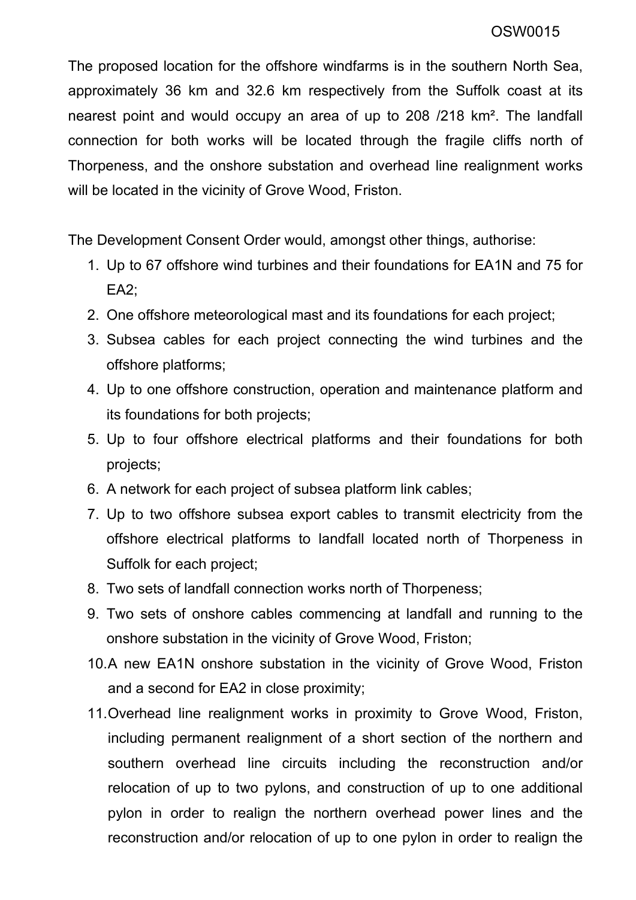The proposed location for the offshore windfarms is in the southern North Sea, approximately 36 km and 32.6 km respectively from the Suffolk coast at its nearest point and would occupy an area of up to 208 /218 km². The landfall connection for both works will be located through the fragile cliffs north of Thorpeness, and the onshore substation and overhead line realignment works will be located in the vicinity of Grove Wood, Friston.

The Development Consent Order would, amongst other things, authorise:

1. Up to 67 offshore wind turbines and their foundations for EA1N and 75 for EA2;
2. One offshore meteorological mast and its foundations for each project;
3. Subsea cables for each project connecting the wind turbines and the offshore platforms;
4. Up to one offshore construction, operation and maintenance platform and its foundations for both projects;
5. Up to four offshore electrical platforms and their foundations for both projects;
6. A network for each project of subsea platform link cables;
7. Up to two offshore subsea export cables to transmit electricity from the offshore electrical platforms to landfall located north of Thorpeness in Suffolk for each project;
8. Two sets of landfall connection works north of Thorpeness;
9. Two sets of onshore cables commencing at landfall and running to the onshore substation in the vicinity of Grove Wood, Friston;
10. A new EA1N onshore substation in the vicinity of Grove Wood, Friston and a second for EA2 in close proximity;
11. Overhead line realignment works in proximity to Grove Wood, Friston, including permanent realignment of a short section of the northern and southern overhead line circuits including the reconstruction and/or relocation of up to two pylons, and construction of up to one additional pylon in order to realign the northern overhead power lines and the reconstruction and/or relocation of up to one pylon in order to realign the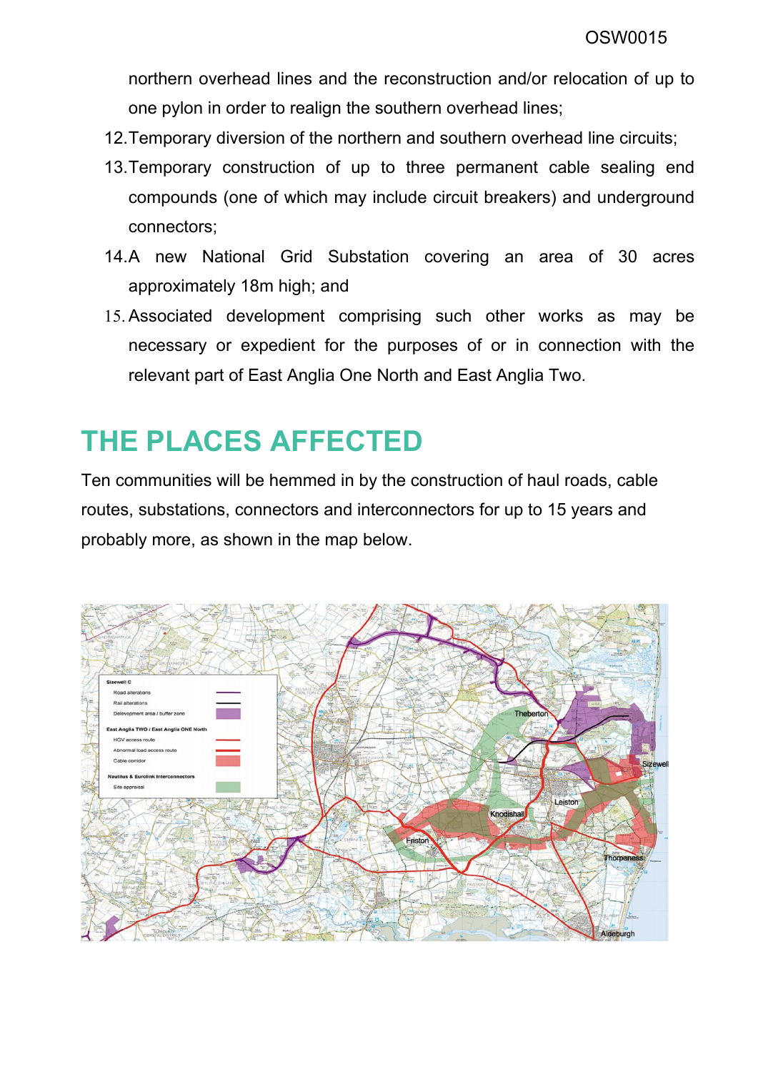northern overhead lines and the reconstruction and/or relocation of up to one pylon in order to realign the southern overhead lines;

12. Temporary diversion of the northern and southern overhead line circuits;
13. Temporary construction of up to three permanent cable sealing end compounds (one of which may include circuit breakers) and underground connectors;
14. A new National Grid Substation covering an area of 30 acres approximately 18m high; and
15. Associated development comprising such other works as may be necessary or expedient for the purposes of or in connection with the relevant part of East Anglia One North and East Anglia Two.

## THE PLACES AFFECTED

Ten communities will be hemmed in by the construction of haul roads, cable routes, substations, connectors and interconnectors for up to 15 years and probably more, as shown in the map below.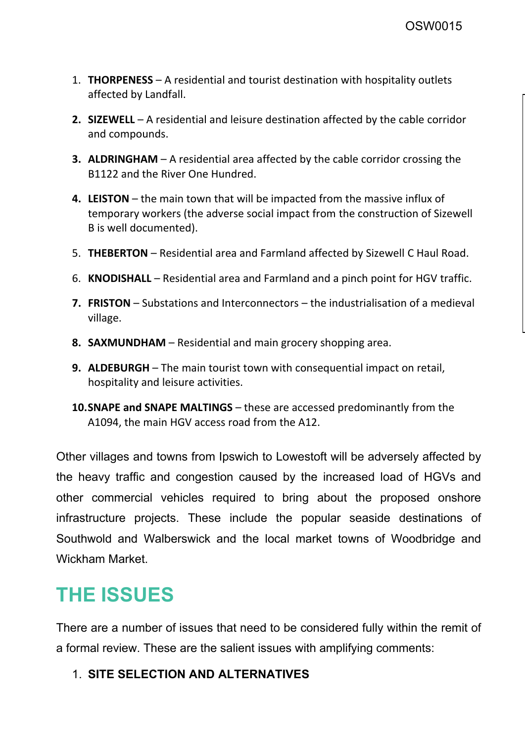1. **THORPENESS** – A residential and tourist destination with hospitality outlets affected by Landfall.
2. **SIZEWELL** – A residential and leisure destination affected by the cable corridor and compounds.
3. **ALDRINGHAM** – A residential area affected by the cable corridor crossing the B1122 and the River One Hundred.
4. **LEISTON** – the main town that will be impacted from the massive influx of temporary workers (the adverse social impact from the construction of Sizewell B is well documented).
5. **THEBERTON** – Residential area and Farmland affected by Sizewell C Haul Road.
6. **KNODISHALL** – Residential area and Farmland and a pinch point for HGV traffic.
7. **FRISTON** – Substations and Interconnectors – the industrialisation of a medieval village.
8. **SAXMUNDHAM** – Residential and main grocery shopping area.
9. **ALDEBURGH** – The main tourist town with consequential impact on retail, hospitality and leisure activities.
10. **SNAPE and SNAPE MALTINGS** – these are accessed predominantly from the A1094, the main HGV access road from the A12.

Other villages and towns from Ipswich to Lowestoft will be adversely affected by the heavy traffic and congestion caused by the increased load of HGVs and other commercial vehicles required to bring about the proposed onshore infrastructure projects. These include the popular seaside destinations of Southwold and Walberswick and the local market towns of Woodbridge and Wickham Market.

# THE ISSUES

There are a number of issues that need to be considered fully within the remit of a formal review. These are the salient issues with amplifying comments:

1. **SITE SELECTION AND ALTERNATIVES**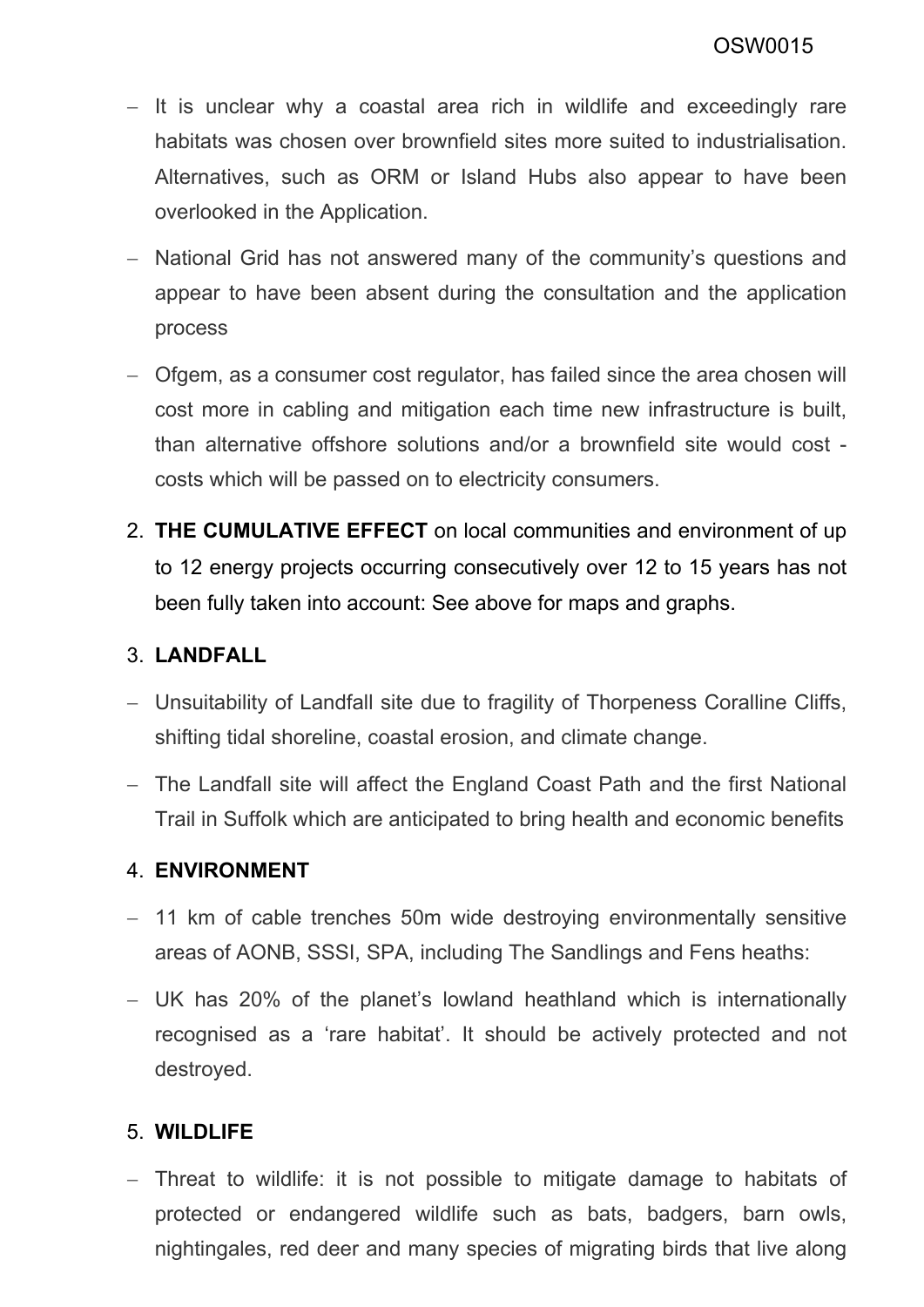- It is unclear why a coastal area rich in wildlife and exceedingly rare habitats was chosen over brownfield sites more suited to industrialisation. Alternatives, such as ORM or Island Hubs also appear to have been overlooked in the Application.
- National Grid has not answered many of the community's questions and appear to have been absent during the consultation and the application process
- Ofgem, as a consumer cost regulator, has failed since the area chosen will cost more in cabling and mitigation each time new infrastructure is built, than alternative offshore solutions and/or a brownfield site would cost - costs which will be passed on to electricity consumers.

2. **THE CUMULATIVE EFFECT** on local communities and environment of up to 12 energy projects occurring consecutively over 12 to 15 years has not been fully taken into account: See above for maps and graphs.

3. **LANDFALL**

- Unsuitability of Landfall site due to fragility of Thorpeness Coralline Cliffs, shifting tidal shoreline, coastal erosion, and climate change.
- The Landfall site will affect the England Coast Path and the first National Trail in Suffolk which are anticipated to bring health and economic benefits

4. **ENVIRONMENT**

- 11 km of cable trenches 50m wide destroying environmentally sensitive areas of AONB, SSSI, SPA, including The Sandlings and Fens heaths:
- UK has 20% of the planet's lowland heathland which is internationally recognised as a 'rare habitat'. It should be actively protected and not destroyed.

5. **WILDLIFE**

- Threat to wildlife: it is not possible to mitigate damage to habitats of protected or endangered wildlife such as bats, badgers, barn owls, nightingales, red deer and many species of migrating birds that live along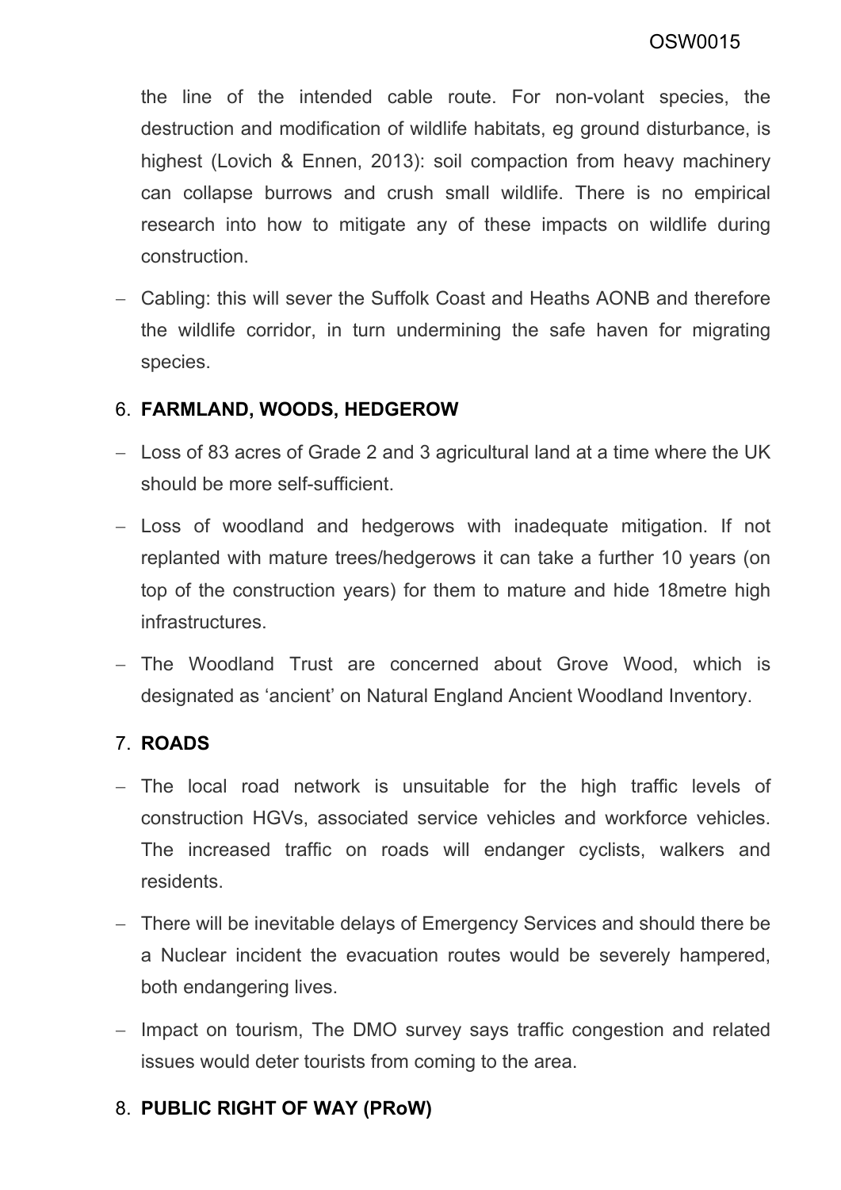the line of the intended cable route. For non-volant species, the destruction and modification of wildlife habitats, eg ground disturbance, is highest (Lovich & Ennen, 2013): soil compaction from heavy machinery can collapse burrows and crush small wildlife. There is no empirical research into how to mitigate any of these impacts on wildlife during construction.

- Cabling: this will sever the Suffolk Coast and Heaths AONB and therefore the wildlife corridor, in turn undermining the safe haven for migrating species.

6. **FARMLAND, WOODS, HEDGEROW**

- Loss of 83 acres of Grade 2 and 3 agricultural land at a time where the UK should be more self-sufficient.
- Loss of woodland and hedgerows with inadequate mitigation. If not replanted with mature trees/hedgerows it can take a further 10 years (on top of the construction years) for them to mature and hide 18metre high infrastructures.
- The Woodland Trust are concerned about Grove Wood, which is designated as 'ancient' on Natural England Ancient Woodland Inventory.

7. **ROADS**

- The local road network is unsuitable for the high traffic levels of construction HGVs, associated service vehicles and workforce vehicles. The increased traffic on roads will endanger cyclists, walkers and residents.
- There will be inevitable delays of Emergency Services and should there be a Nuclear incident the evacuation routes would be severely hampered, both endangering lives.
- Impact on tourism, The DMO survey says traffic congestion and related issues would deter tourists from coming to the area.

8. **PUBLIC RIGHT OF WAY (PRoW)**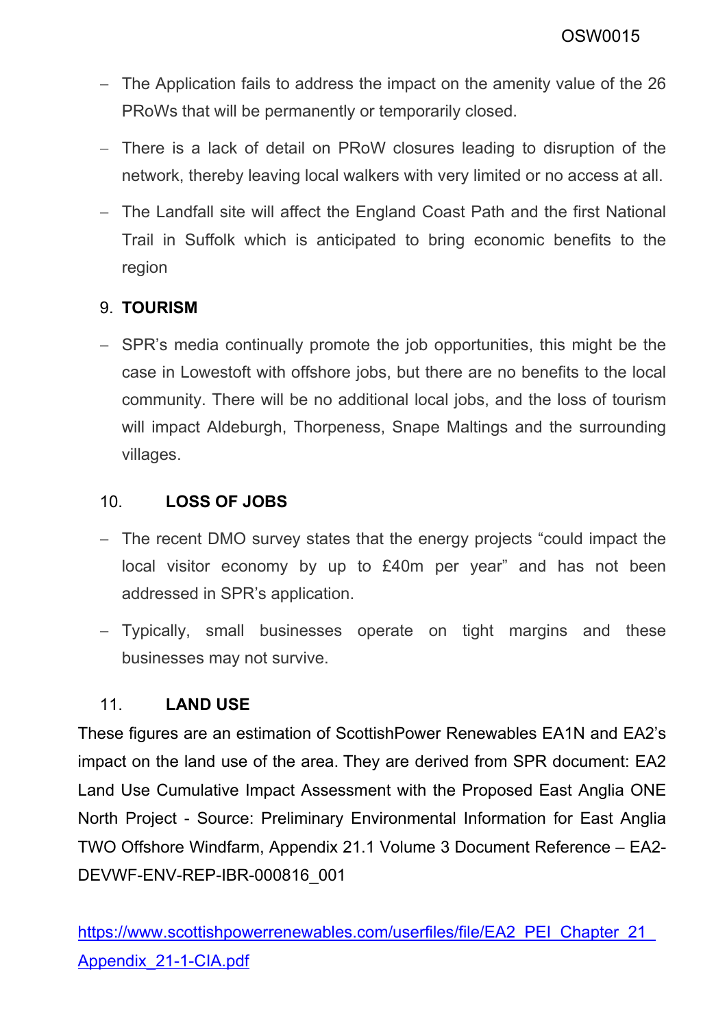- The Application fails to address the impact on the amenity value of the 26 PRoWs that will be permanently or temporarily closed.
- There is a lack of detail on PRoW closures leading to disruption of the network, thereby leaving local walkers with very limited or no access at all.
- The Landfall site will affect the England Coast Path and the first National Trail in Suffolk which is anticipated to bring economic benefits to the region

## 9. TOURISM

- SPR's media continually promote the job opportunities, this might be the case in Lowestoft with offshore jobs, but there are no benefits to the local community. There will be no additional local jobs, and the loss of tourism will impact Aldeburgh, Thorpeness, Snape Maltings and the surrounding villages.

## 10. LOSS OF JOBS

- The recent DMO survey states that the energy projects "could impact the local visitor economy by up to £40m per year" and has not been addressed in SPR's application.
- Typically, small businesses operate on tight margins and these businesses may not survive.

## 11. LAND USE

These figures are an estimation of ScottishPower Renewables EA1N and EA2's impact on the land use of the area. They are derived from SPR document: EA2 Land Use Cumulative Impact Assessment with the Proposed East Anglia ONE North Project - Source: Preliminary Environmental Information for East Anglia TWO Offshore Windfarm, Appendix 21.1 Volume 3 Document Reference – EA2-DEVWF-ENV-REP-IBR-000816_001

[https://www.scottishpowerrenewables.com/userfiles/file/EA2_PEI_Chapter_21_Appendix_21-1-CIA.pdf](https://www.scottishpowerrenewables.com/userfiles/file/EA2_PEI_Chapter_21_Appendix_21-1-CIA.pdf)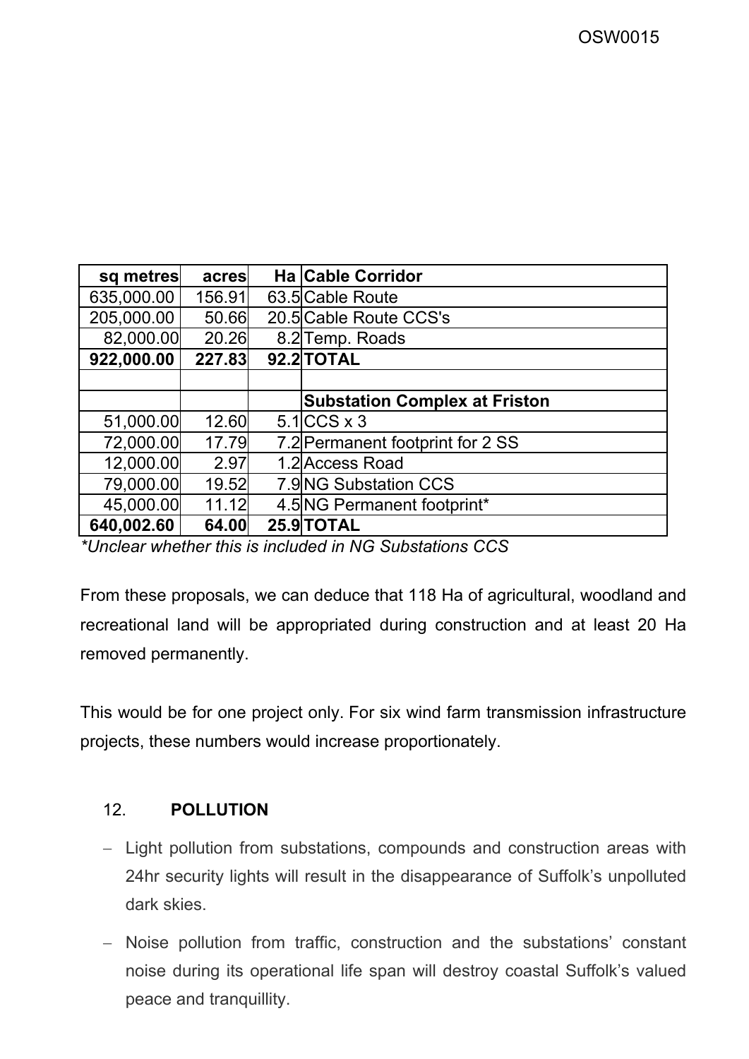| sq metres | acres | Ha | Cable Corridor |
|---|---|---|---|
| 635,000.00 | 156.91 | 63.5 | Cable Route |
| 205,000.00 | 50.66 | 20.5 | Cable Route CCS's |
| 82,000.00 | 20.26 | 8.2 | Temp. Roads |
| **922,000.00** | **227.83** | **92.2** | **TOTAL** |
| | | | |
| | | | **Substation Complex at Friston** |
| 51,000.00 | 12.60 | 5.1 | CCS x 3 |
| 72,000.00 | 17.79 | 7.2 | Permanent footprint for 2 SS |
| 12,000.00 | 2.97 | 1.2 | Access Road |
| 79,000.00 | 19.52 | 7.9 | NG Substation CCS |
| 45,000.00 | 11.12 | 4.5 | NG Permanent footprint* |
| **640,002.60** | **64.00** | **25.9** | **TOTAL** |

*\*Unclear whether this is included in NG Substations CCS*

From these proposals, we can deduce that 118 Ha of agricultural, woodland and recreational land will be appropriated during construction and at least 20 Ha removed permanently.

This would be for one project only. For six wind farm transmission infrastructure projects, these numbers would increase proportionately.

## 12. POLLUTION

- Light pollution from substations, compounds and construction areas with 24hr security lights will result in the disappearance of Suffolk's unpolluted dark skies.
- Noise pollution from traffic, construction and the substations' constant noise during its operational life span will destroy coastal Suffolk's valued peace and tranquillity.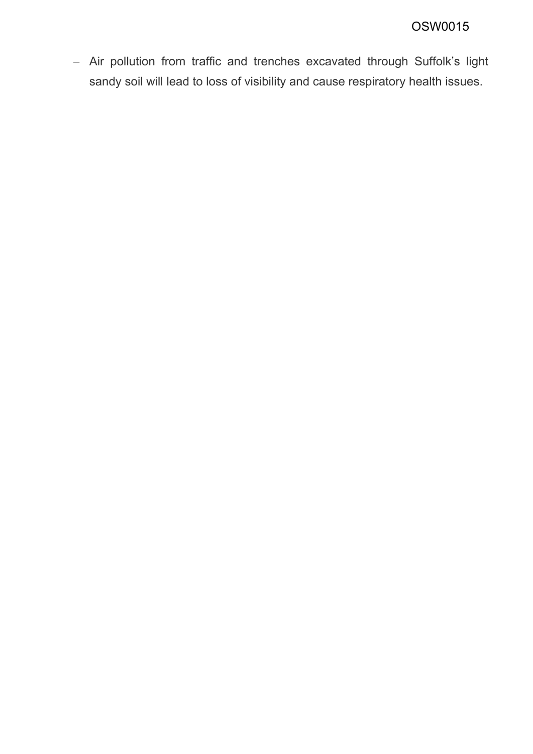- Air pollution from traffic and trenches excavated through Suffolk's light sandy soil will lead to loss of visibility and cause respiratory health issues.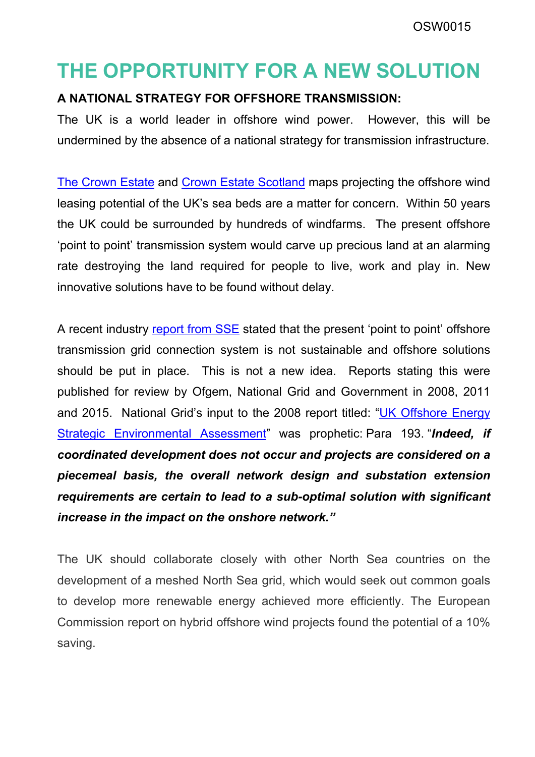# THE OPPORTUNITY FOR A NEW SOLUTION

**A NATIONAL STRATEGY FOR OFFSHORE TRANSMISSION:**

The UK is a world leader in offshore wind power. However, this will be undermined by the absence of a national strategy for transmission infrastructure.

The Crown Estate and Crown Estate Scotland maps projecting the offshore wind leasing potential of the UK's sea beds are a matter for concern. Within 50 years the UK could be surrounded by hundreds of windfarms. The present offshore 'point to point' transmission system would carve up precious land at an alarming rate destroying the land required for people to live, work and play in. New innovative solutions have to be found without delay.

A recent industry report from SSE stated that the present 'point to point' offshore transmission grid connection system is not sustainable and offshore solutions should be put in place. This is not a new idea. Reports stating this were published for review by Ofgem, National Grid and Government in 2008, 2011 and 2015. National Grid's input to the 2008 report titled: "UK Offshore Energy Strategic Environmental Assessment" was prophetic: Para 193. "***Indeed, if coordinated development does not occur and projects are considered on a piecemeal basis, the overall network design and substation extension requirements are certain to lead to a sub-optimal solution with significant increase in the impact on the onshore network."***

The UK should collaborate closely with other North Sea countries on the development of a meshed North Sea grid, which would seek out common goals to develop more renewable energy achieved more efficiently. The European Commission report on hybrid offshore wind projects found the potential of a 10% saving.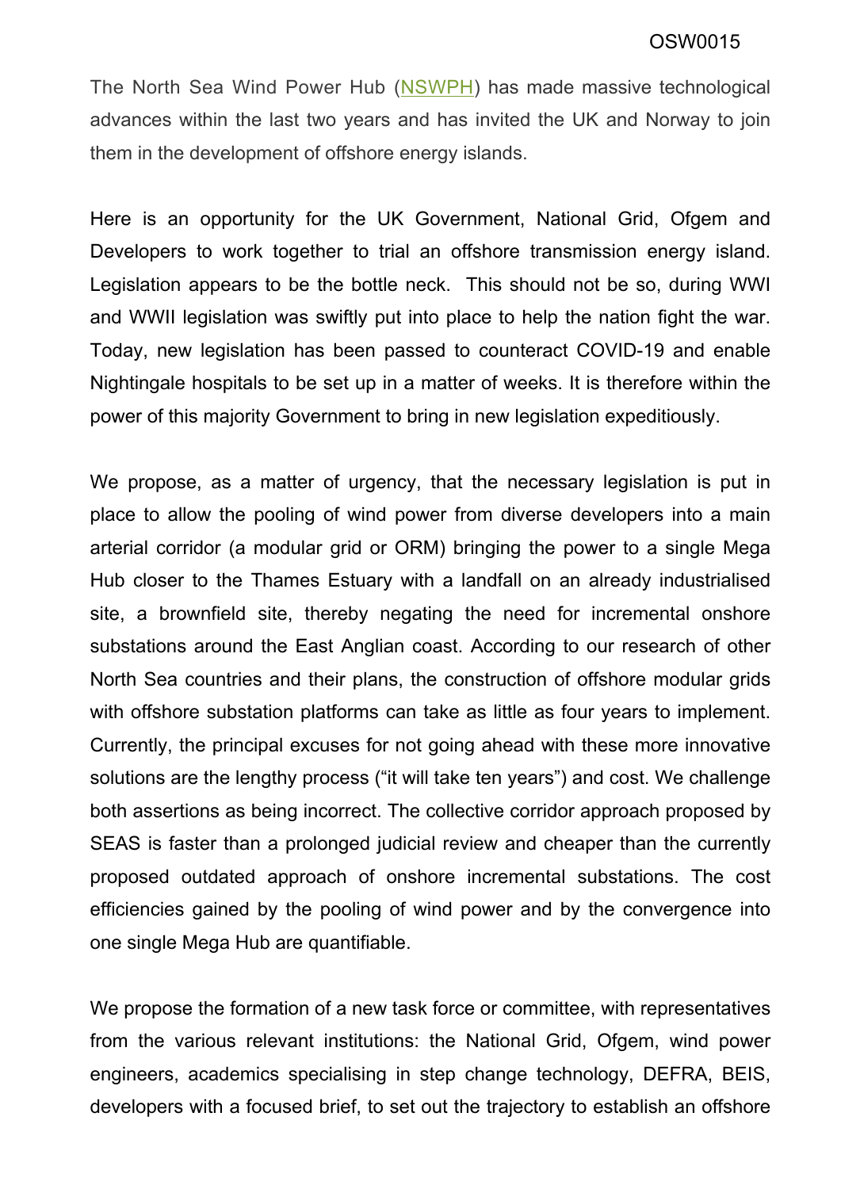The North Sea Wind Power Hub (NSWPH) has made massive technological advances within the last two years and has invited the UK and Norway to join them in the development of offshore energy islands.

Here is an opportunity for the UK Government, National Grid, Ofgem and Developers to work together to trial an offshore transmission energy island. Legislation appears to be the bottle neck. This should not be so, during WWI and WWII legislation was swiftly put into place to help the nation fight the war. Today, new legislation has been passed to counteract COVID-19 and enable Nightingale hospitals to be set up in a matter of weeks. It is therefore within the power of this majority Government to bring in new legislation expeditiously.

We propose, as a matter of urgency, that the necessary legislation is put in place to allow the pooling of wind power from diverse developers into a main arterial corridor (a modular grid or ORM) bringing the power to a single Mega Hub closer to the Thames Estuary with a landfall on an already industrialised site, a brownfield site, thereby negating the need for incremental onshore substations around the East Anglian coast. According to our research of other North Sea countries and their plans, the construction of offshore modular grids with offshore substation platforms can take as little as four years to implement. Currently, the principal excuses for not going ahead with these more innovative solutions are the lengthy process ("it will take ten years") and cost. We challenge both assertions as being incorrect. The collective corridor approach proposed by SEAS is faster than a prolonged judicial review and cheaper than the currently proposed outdated approach of onshore incremental substations. The cost efficiencies gained by the pooling of wind power and by the convergence into one single Mega Hub are quantifiable.

We propose the formation of a new task force or committee, with representatives from the various relevant institutions: the National Grid, Ofgem, wind power engineers, academics specialising in step change technology, DEFRA, BEIS, developers with a focused brief, to set out the trajectory to establish an offshore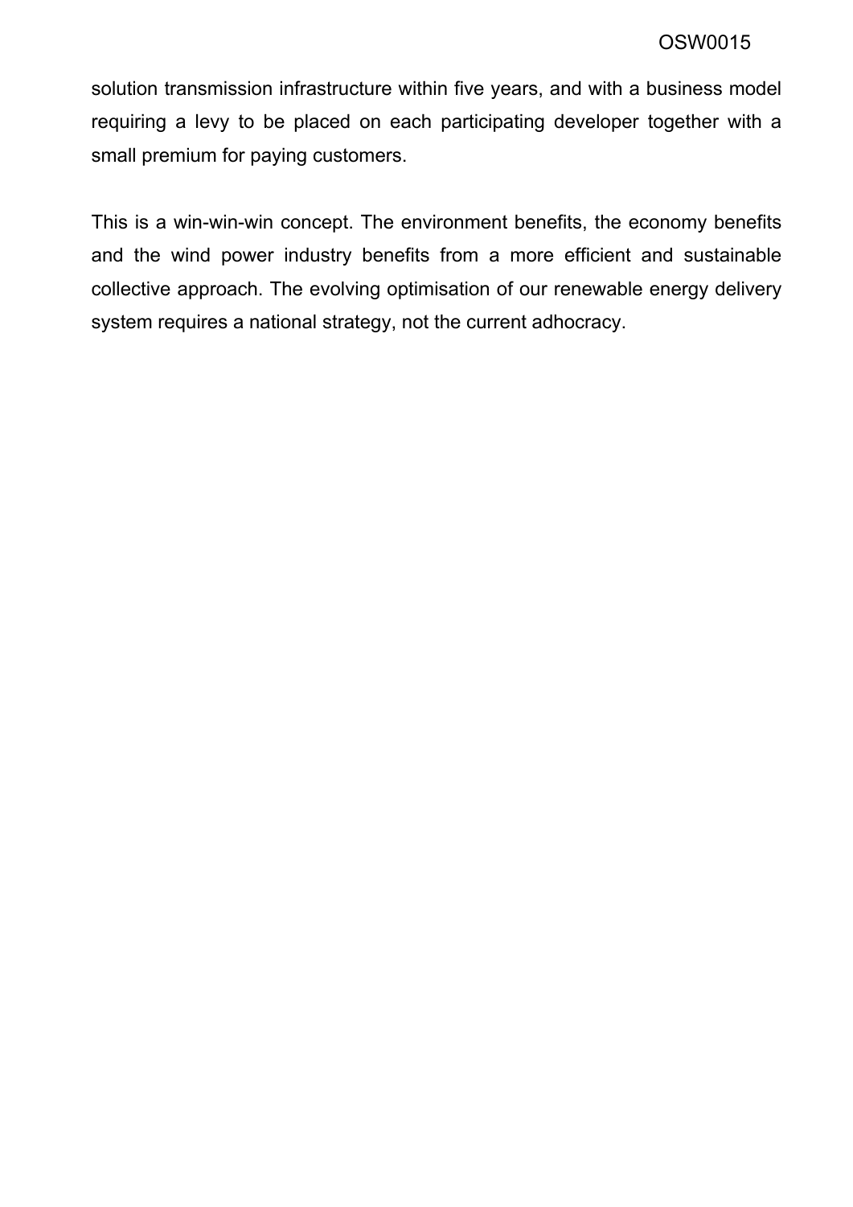solution transmission infrastructure within five years, and with a business model requiring a levy to be placed on each participating developer together with a small premium for paying customers.

This is a win-win-win concept. The environment benefits, the economy benefits and the wind power industry benefits from a more efficient and sustainable collective approach. The evolving optimisation of our renewable energy delivery system requires a national strategy, not the current adhocracy.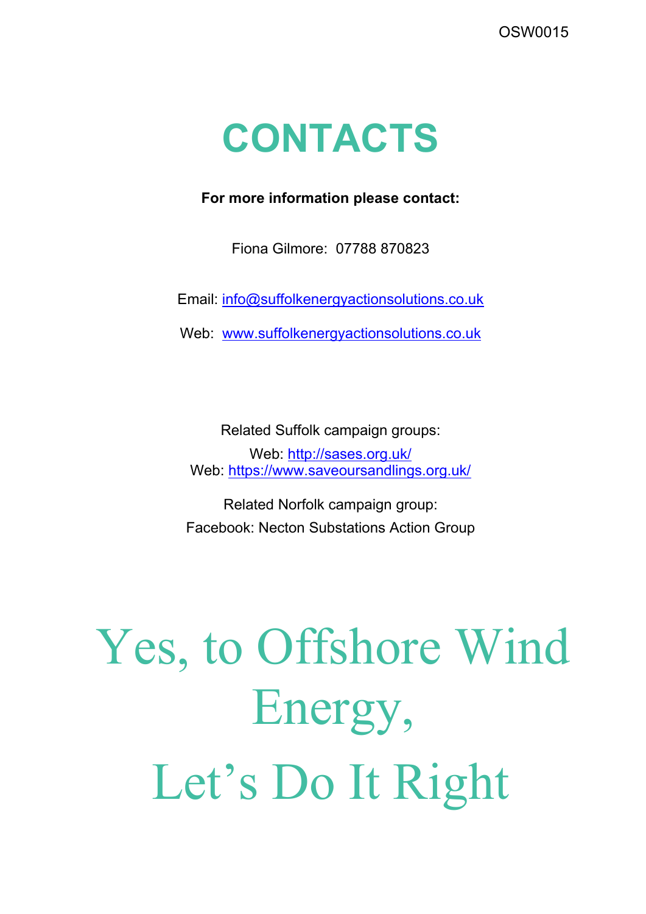# CONTACTS

**For more information please contact:**

Fiona Gilmore: 07788 870823

Email: info@suffolkenergyactionsolutions.co.uk

Web: www.suffolkenergyactionsolutions.co.uk

Related Suffolk campaign groups:

Web: http://sases.org.uk/

Web: https://www.saveoursandlings.org.uk/

Related Norfolk campaign group:

Facebook: Necton Substations Action Group

Yes, to Offshore Wind Energy,

Let's Do It Right